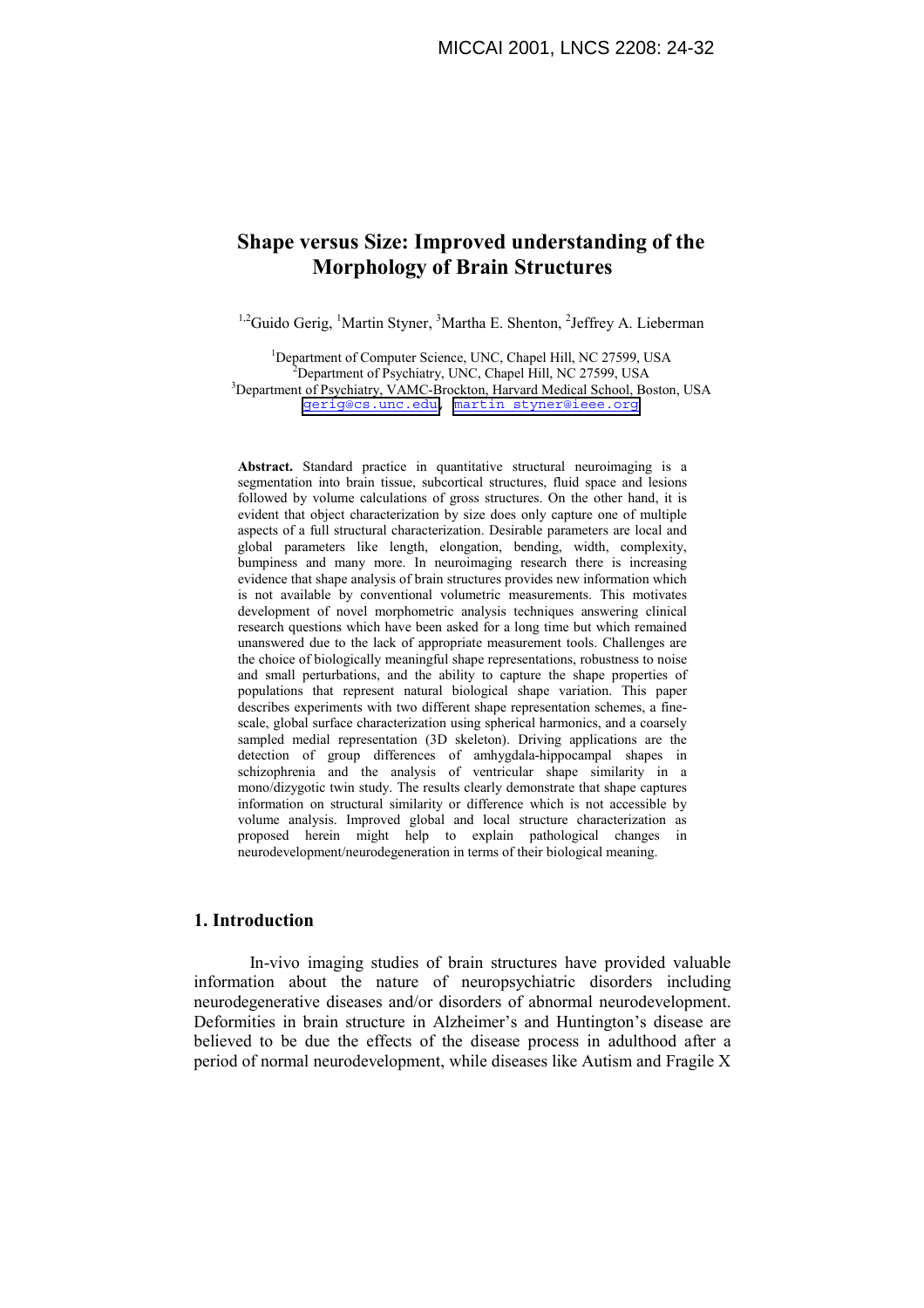# Shape versus Size: Improved understanding of the Morphology of Brain Structures

[1,2]Guido Gerig, [1]Martin Styner, [3]Martha E. Shenton, [2]Jeffrey A. Lieberman

[1]Department of Computer Science, UNC, Chapel Hill, NC 27599, USA
[2]Department of Psychiatry, UNC, Chapel Hill, NC 27599, USA
[3]Department of Psychiatry, VAMC-Brockton, Harvard Medical School, Boston, USA
gerig@cs.unc.edu, martin_styner@ieee.org

**Abstract.** Standard practice in quantitative structural neuroimaging is a segmentation into brain tissue, subcortical structures, fluid space and lesions followed by volume calculations of gross structures. On the other hand, it is evident that object characterization by size does only capture one of multiple aspects of a full structural characterization. Desirable parameters are local and global parameters like length, elongation, bending, width, complexity, bumpiness and many more. In neuroimaging research there is increasing evidence that shape analysis of brain structures provides new information which is not available by conventional volumetric measurements. This motivates development of novel morphometric analysis techniques answering clinical research questions which have been asked for a long time but which remained unanswered due to the lack of appropriate measurement tools. Challenges are the choice of biologically meaningful shape representations, robustness to noise and small perturbations, and the ability to capture the shape properties of populations that represent natural biological shape variation. This paper describes experiments with two different shape representation schemes, a fine-scale, global surface characterization using spherical harmonics, and a coarsely sampled medial representation (3D skeleton). Driving applications are the detection of group differences of amhygdala-hippocampal shapes in schizophrenia and the analysis of ventricular shape similarity in a mono/dizygotic twin study. The results clearly demonstrate that shape captures information on structural similarity or difference which is not accessible by volume analysis. Improved global and local structure characterization as proposed herein might help to explain pathological changes in neurodevelopment/neurodegeneration in terms of their biological meaning.

## 1. Introduction

In-vivo imaging studies of brain structures have provided valuable information about the nature of neuropsychiatric disorders including neurodegenerative diseases and/or disorders of abnormal neurodevelopment. Deformities in brain structure in Alzheimer's and Huntington's disease are believed to be due the effects of the disease process in adulthood after a period of normal neurodevelopment, while diseases like Autism and Fragile X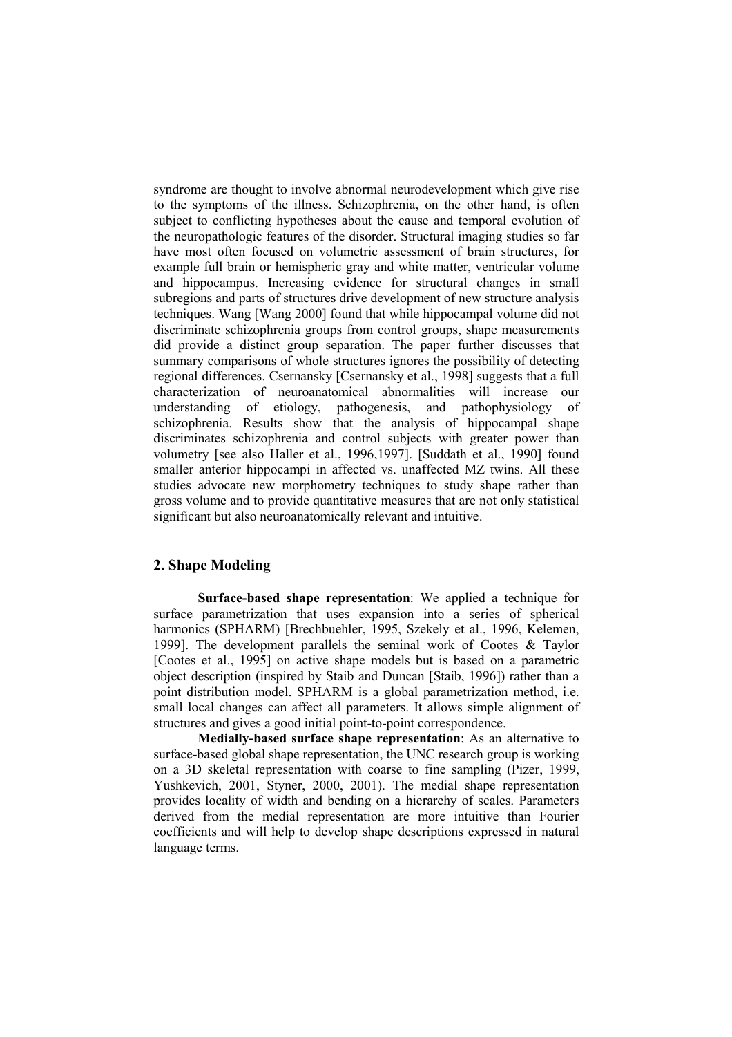syndrome are thought to involve abnormal neurodevelopment which give rise to the symptoms of the illness. Schizophrenia, on the other hand, is often subject to conflicting hypotheses about the cause and temporal evolution of the neuropathologic features of the disorder. Structural imaging studies so far have most often focused on volumetric assessment of brain structures, for example full brain or hemispheric gray and white matter, ventricular volume and hippocampus. Increasing evidence for structural changes in small subregions and parts of structures drive development of new structure analysis techniques. Wang [Wang 2000] found that while hippocampal volume did not discriminate schizophrenia groups from control groups, shape measurements did provide a distinct group separation. The paper further discusses that summary comparisons of whole structures ignores the possibility of detecting regional differences. Csernansky [Csernansky et al., 1998] suggests that a full characterization of neuroanatomical abnormalities will increase our understanding of etiology, pathogenesis, and pathophysiology of schizophrenia. Results show that the analysis of hippocampal shape discriminates schizophrenia and control subjects with greater power than volumetry [see also Haller et al., 1996,1997]. [Suddath et al., 1990] found smaller anterior hippocampi in affected vs. unaffected MZ twins. All these studies advocate new morphometry techniques to study shape rather than gross volume and to provide quantitative measures that are not only statistical significant but also neuroanatomically relevant and intuitive.

## 2. Shape Modeling

**Surface-based shape representation**: We applied a technique for surface parametrization that uses expansion into a series of spherical harmonics (SPHARM) [Brechbuehler, 1995, Szekely et al., 1996, Kelemen, 1999]. The development parallels the seminal work of Cootes & Taylor [Cootes et al., 1995] on active shape models but is based on a parametric object description (inspired by Staib and Duncan [Staib, 1996]) rather than a point distribution model. SPHARM is a global parametrization method, i.e. small local changes can affect all parameters. It allows simple alignment of structures and gives a good initial point-to-point correspondence.

**Medially-based surface shape representation**: As an alternative to surface-based global shape representation, the UNC research group is working on a 3D skeletal representation with coarse to fine sampling (Pizer, 1999, Yushkevich, 2001, Styner, 2000, 2001). The medial shape representation provides locality of width and bending on a hierarchy of scales. Parameters derived from the medial representation are more intuitive than Fourier coefficients and will help to develop shape descriptions expressed in natural language terms.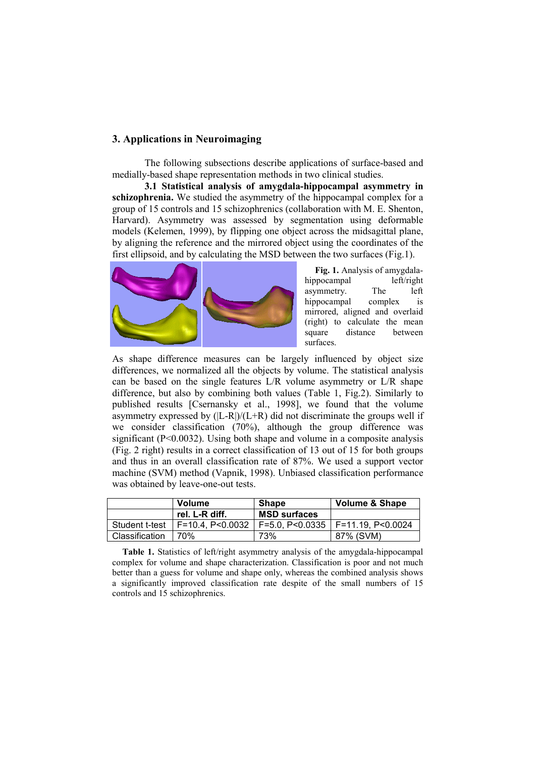## 3. Applications in Neuroimaging

The following subsections describe applications of surface-based and medially-based shape representation methods in two clinical studies.

**3.1 Statistical analysis of amygdala-hippocampal asymmetry in schizophrenia.** We studied the asymmetry of the hippocampal complex for a group of 15 controls and 15 schizophrenics (collaboration with M. E. Shenton, Harvard). Asymmetry was assessed by segmentation using deformable models (Kelemen, 1999), by flipping one object across the midsagittal plane, by aligning the reference and the mirrored object using the coordinates of the first ellipsoid, and by calculating the MSD between the two surfaces (Fig.1).

**Fig. 1.** Analysis of amygdala-hippocampal left/right asymmetry. The left hippocampal complex is mirrored, aligned and overlaid (right) to calculate the mean square distance between surfaces.

As shape difference measures can be largely influenced by object size differences, we normalized all the objects by volume. The statistical analysis can be based on the single features L/R volume asymmetry or L/R shape difference, but also by combining both values (Table 1, Fig.2). Similarly to published results [Csernansky et al., 1998], we found that the volume asymmetry expressed by (|L-R|)/(L+R) did not discriminate the groups well if we consider classification (70%), although the group difference was significant (P<0.0032). Using both shape and volume in a composite analysis (Fig. 2 right) results in a correct classification of 13 out of 15 for both groups and thus in an overall classification rate of 87%. We used a support vector machine (SVM) method (Vapnik, 1998). Unbiased classification performance was obtained by leave-one-out tests.

| | **Volume** | **Shape** | **Volume & Shape** |
|---|---|---|---|
| | **rel. L-R diff.** | **MSD surfaces** | |
| Student t-test | F=10.4, P<0.0032 | F=5.0, P<0.0335 | F=11.19, P<0.0024 |
| Classification | 70% | 73% | 87% (SVM) |

**Table 1.** Statistics of left/right asymmetry analysis of the amygdala-hippocampal complex for volume and shape characterization. Classification is poor and not much better than a guess for volume and shape only, whereas the combined analysis shows a significantly improved classification rate despite of the small numbers of 15 controls and 15 schizophrenics.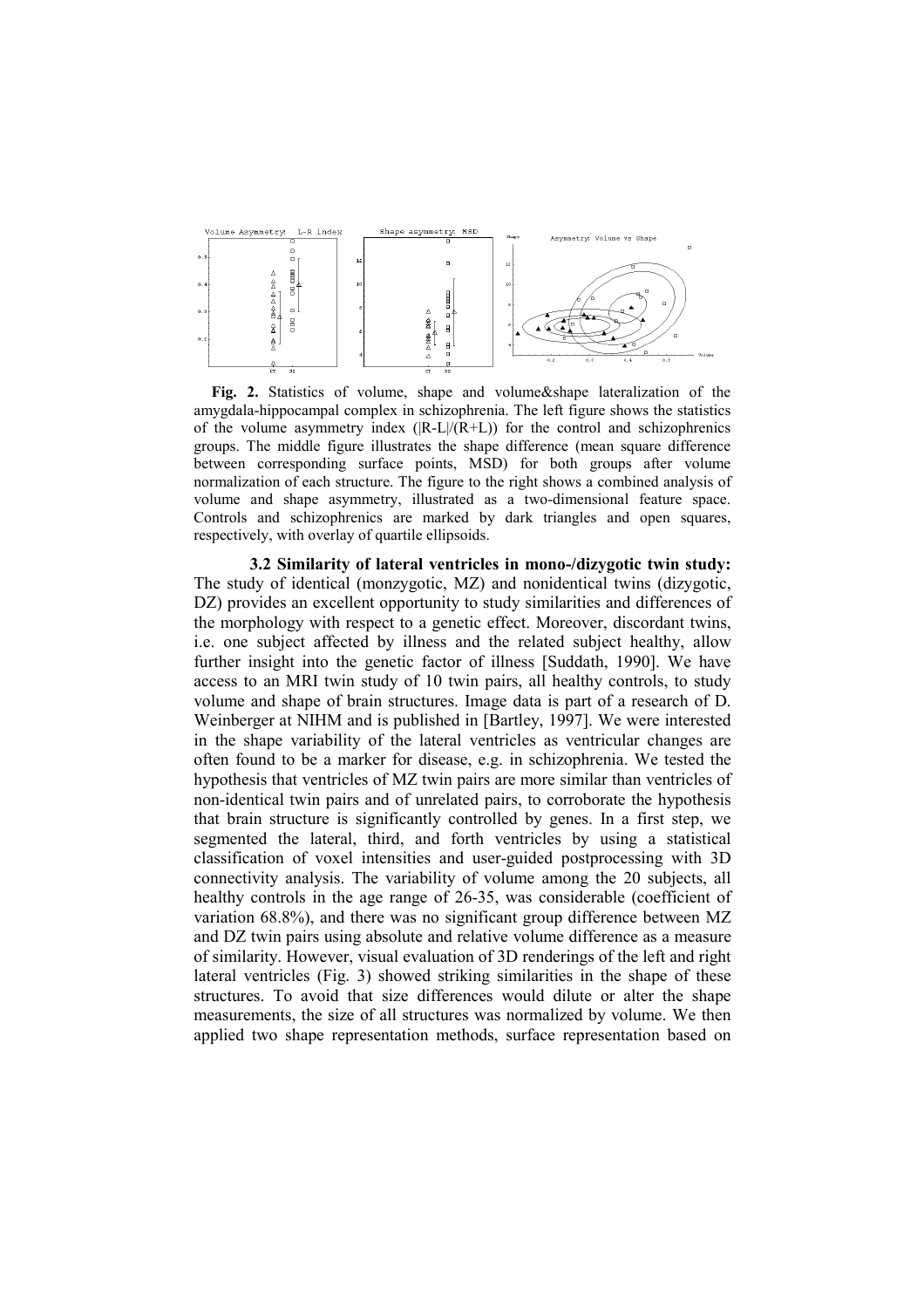**Fig. 2.** Statistics of volume, shape and volume&shape lateralization of the amygdala-hippocampal complex in schizophrenia. The left figure shows the statistics of the volume asymmetry index ($|R-L|/(R+L)$) for the control and schizophrenics groups. The middle figure illustrates the shape difference (mean square difference between corresponding surface points, MSD) for both groups after volume normalization of each structure. The figure to the right shows a combined analysis of volume and shape asymmetry, illustrated as a two-dimensional feature space. Controls and schizophrenics are marked by dark triangles and open squares, respectively, with overlay of quartile ellipsoids.

**3.2 Similarity of lateral ventricles in mono-/dizygotic twin study:** The study of identical (monozygotic, MZ) and nonidentical twins (dizygotic, DZ) provides an excellent opportunity to study similarities and differences of the morphology with respect to a genetic effect. Moreover, discordant twins, i.e. one subject affected by illness and the related subject healthy, allow further insight into the genetic factor of illness [Suddath, 1990]. We have access to an MRI twin study of 10 twin pairs, all healthy controls, to study volume and shape of brain structures. Image data is part of a research of D. Weinberger at NIHM and is published in [Bartley, 1997]. We were interested in the shape variability of the lateral ventricles as ventricular changes are often found to be a marker for disease, e.g. in schizophrenia. We tested the hypothesis that ventricles of MZ twin pairs are more similar than ventricles of non-identical twin pairs and of unrelated pairs, to corroborate the hypothesis that brain structure is significantly controlled by genes. In a first step, we segmented the lateral, third, and forth ventricles by using a statistical classification of voxel intensities and user-guided postprocessing with 3D connectivity analysis. The variability of volume among the 20 subjects, all healthy controls in the age range of 26-35, was considerable (coefficient of variation 68.8%), and there was no significant group difference between MZ and DZ twin pairs using absolute and relative volume difference as a measure of similarity. However, visual evaluation of 3D renderings of the left and right lateral ventricles (Fig. 3) showed striking similarities in the shape of these structures. To avoid that size differences would dilute or alter the shape measurements, the size of all structures was normalized by volume. We then applied two shape representation methods, surface representation based on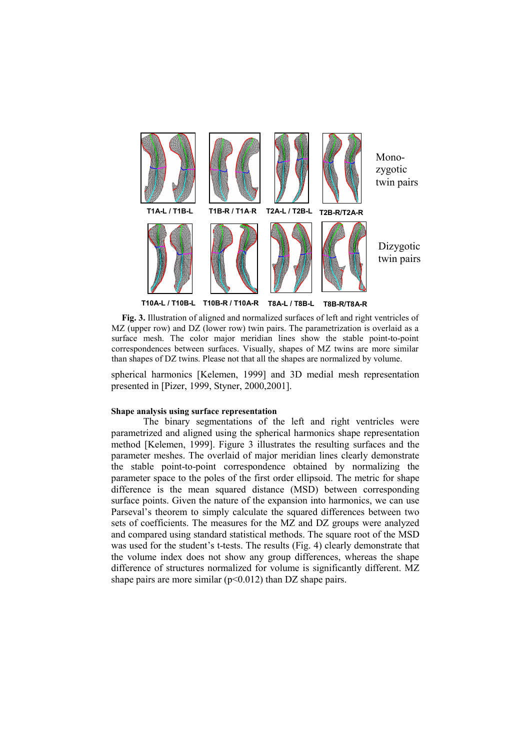**Fig. 3.** Illustration of aligned and normalized surfaces of left and right ventricles of MZ (upper row) and DZ (lower row) twin pairs. The parametrization is overlaid as a surface mesh. The color major meridian lines show the stable point-to-point correspondences between surfaces. Visually, shapes of MZ twins are more similar than shapes of DZ twins. Please not that all the shapes are normalized by volume.

spherical harmonics [Kelemen, 1999] and 3D medial mesh representation presented in [Pizer, 1999, Styner, 2000,2001].

**Shape analysis using surface representation**

The binary segmentations of the left and right ventricles were parametrized and aligned using the spherical harmonics shape representation method [Kelemen, 1999]. Figure 3 illustrates the resulting surfaces and the parameter meshes. The overlaid of major meridian lines clearly demonstrate the stable point-to-point correspondence obtained by normalizing the parameter space to the poles of the first order ellipsoid. The metric for shape difference is the mean squared distance (MSD) between corresponding surface points. Given the nature of the expansion into harmonics, we can use Parseval's theorem to simply calculate the squared differences between two sets of coefficients. The measures for the MZ and DZ groups were analyzed and compared using standard statistical methods. The square root of the MSD was used for the student's t-tests. The results (Fig. 4) clearly demonstrate that the volume index does not show any group differences, whereas the shape difference of structures normalized for volume is significantly different. MZ shape pairs are more similar ($p<0.012$) than DZ shape pairs.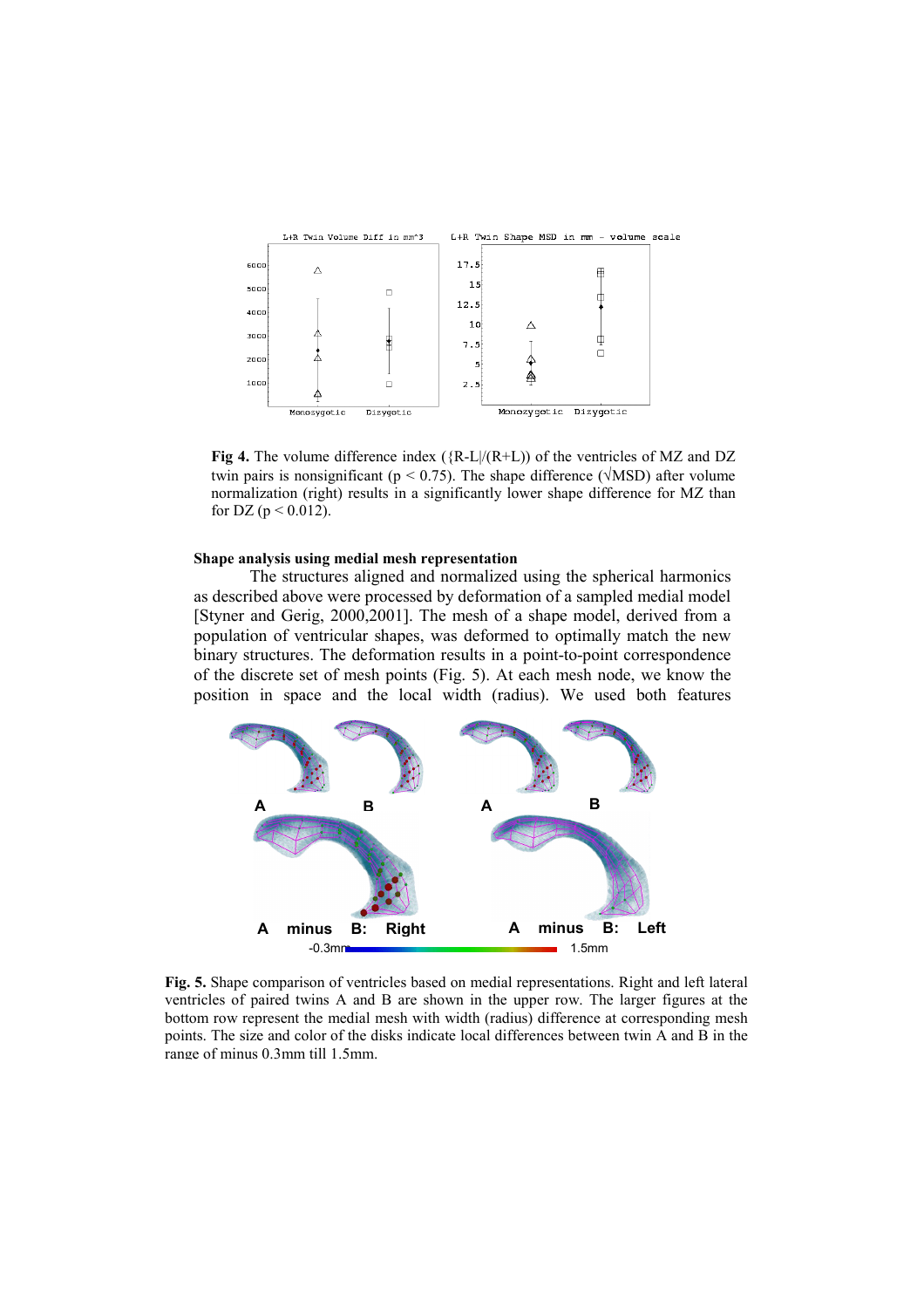**Fig 4.** The volume difference index ({R-L|/(R+L)) of the ventricles of MZ and DZ twin pairs is nonsignificant ($p < 0.75$). The shape difference ($\sqrt{MSD}$) after volume normalization (right) results in a significantly lower shape difference for MZ than for DZ ($p < 0.012$).

#### Shape analysis using medial mesh representation

The structures aligned and normalized using the spherical harmonics as described above were processed by deformation of a sampled medial model [Styner and Gerig, 2000,2001]. The mesh of a shape model, derived from a population of ventricular shapes, was deformed to optimally match the new binary structures. The deformation results in a point-to-point correspondence of the discrete set of mesh points (Fig. 5). At each mesh node, we know the position in space and the local width (radius). We used both features

**Fig. 5.** Shape comparison of ventricles based on medial representations. Right and left lateral ventricles of paired twins A and B are shown in the upper row. The larger figures at the bottom row represent the medial mesh with width (radius) difference at corresponding mesh points. The size and color of the disks indicate local differences between twin A and B in the range of minus 0.3mm till 1.5mm.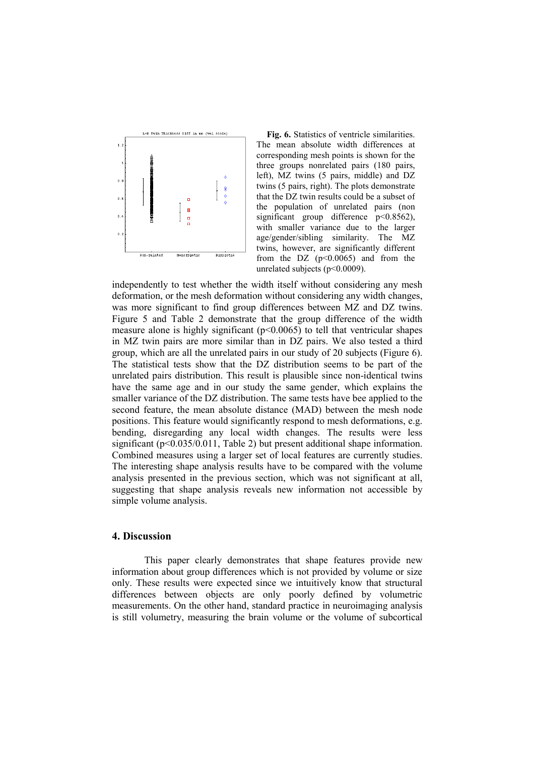**Fig. 6.** Statistics of ventricle similarities. The mean absolute width differences at corresponding mesh points is shown for the three groups nonrelated pairs (180 pairs, left), MZ twins (5 pairs, middle) and DZ twins (5 pairs, right). The plots demonstrate that the DZ twin results could be a subset of the population of unrelated pairs (non significant group difference $p<0.8562$), with smaller variance due to the larger age/gender/sibling similarity. The MZ twins, however, are significantly different from the DZ ($p<0.0065$) and from the unrelated subjects ($p<0.0009$).

independently to test whether the width itself without considering any mesh deformation, or the mesh deformation without considering any width changes, was more significant to find group differences between MZ and DZ twins. Figure 5 and Table 2 demonstrate that the group difference of the width measure alone is highly significant ($p<0.0065$) to tell that ventricular shapes in MZ twin pairs are more similar than in DZ pairs. We also tested a third group, which are all the unrelated pairs in our study of 20 subjects (Figure 6). The statistical tests show that the DZ distribution seems to be part of the unrelated pairs distribution. This result is plausible since non-identical twins have the same age and in our study the same gender, which explains the smaller variance of the DZ distribution. The same tests have bee applied to the second feature, the mean absolute distance (MAD) between the mesh node positions. This feature would significantly respond to mesh deformations, e.g. bending, disregarding any local width changes. The results were less significant ($p<0.035/0.011$, Table 2) but present additional shape information. Combined measures using a larger set of local features are currently studies. The interesting shape analysis results have to be compared with the volume analysis presented in the previous section, which was not significant at all, suggesting that shape analysis reveals new information not accessible by simple volume analysis.

## 4. Discussion

This paper clearly demonstrates that shape features provide new information about group differences which is not provided by volume or size only. These results were expected since we intuitively know that structural differences between objects are only poorly defined by volumetric measurements. On the other hand, standard practice in neuroimaging analysis is still volumetry, measuring the brain volume or the volume of subcortical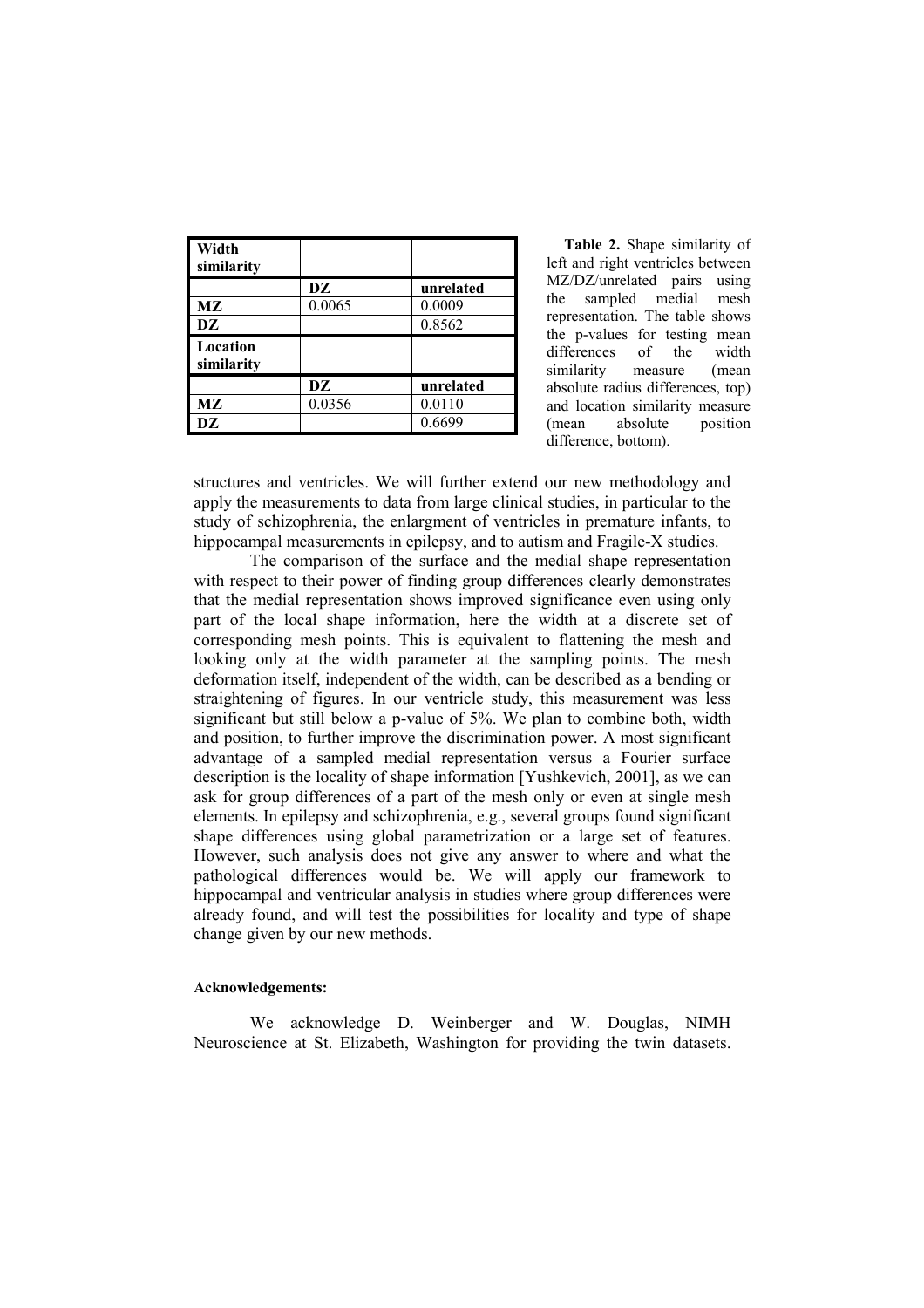| Width similarity | | |
|---|---|---|
| | **DZ** | **unrelated** |
| **MZ** | 0.0065 | 0.0009 |
| **DZ** | | 0.8562 |
| **Location similarity** | | |
| | **DZ** | **unrelated** |
| **MZ** | 0.0356 | 0.0110 |
| **DZ** | | 0.6699 |

**Table 2.** Shape similarity of left and right ventricles between MZ/DZ/unrelated pairs using the sampled medial mesh representation. The table shows the p-values for testing mean differences of the width similarity measure (mean absolute radius differences, top) and location similarity measure (mean absolute position difference, bottom).

structures and ventricles. We will further extend our new methodology and apply the measurements to data from large clinical studies, in particular to the study of schizophrenia, the enlargment of ventricles in premature infants, to hippocampal measurements in epilepsy, and to autism and Fragile-X studies.

The comparison of the surface and the medial shape representation with respect to their power of finding group differences clearly demonstrates that the medial representation shows improved significance even using only part of the local shape information, here the width at a discrete set of corresponding mesh points. This is equivalent to flattening the mesh and looking only at the width parameter at the sampling points. The mesh deformation itself, independent of the width, can be described as a bending or straightening of figures. In our ventricle study, this measurement was less significant but still below a p-value of 5%. We plan to combine both, width and position, to further improve the discrimination power. A most significant advantage of a sampled medial representation versus a Fourier surface description is the locality of shape information [Yushkevich, 2001], as we can ask for group differences of a part of the mesh only or even at single mesh elements. In epilepsy and schizophrenia, e.g., several groups found significant shape differences using global parametrization or a large set of features. However, such analysis does not give any answer to where and what the pathological differences would be. We will apply our framework to hippocampal and ventricular analysis in studies where group differences were already found, and will test the possibilities for locality and type of shape change given by our new methods.

#### Acknowledgements:

We acknowledge D. Weinberger and W. Douglas, NIMH Neuroscience at St. Elizabeth, Washington for providing the twin datasets.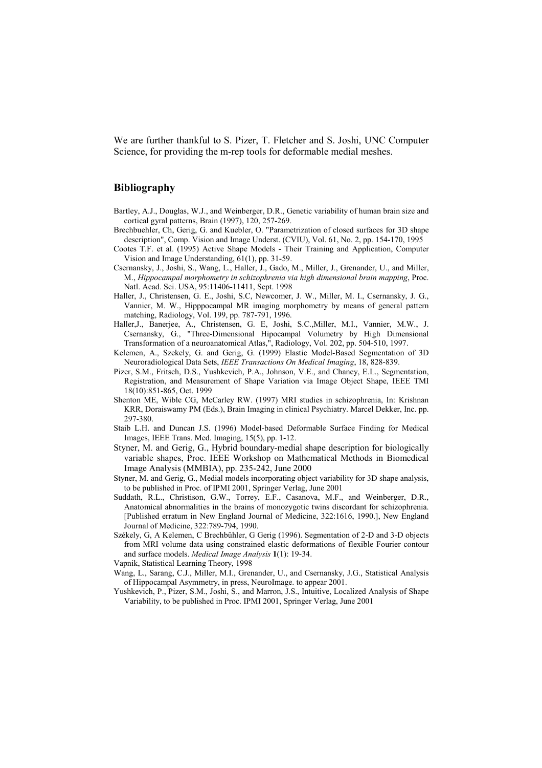We are further thankful to S. Pizer, T. Fletcher and S. Joshi, UNC Computer Science, for providing the m-rep tools for deformable medial meshes.

## Bibliography

Bartley, A.J., Douglas, W.J., and Weinberger, D.R., Genetic variability of human brain size and cortical gyral patterns, Brain (1997), 120, 257-269.

Brechbuehler, Ch, Gerig, G. and Kuebler, O. "Parametrization of closed surfaces for 3D shape description", Comp. Vision and Image Underst. (CVIU), Vol. 61, No. 2, pp. 154-170, 1995

Cootes T.F. et al. (1995) Active Shape Models - Their Training and Application, Computer Vision and Image Understanding, 61(1), pp. 31-59.

Csernansky, J., Joshi, S., Wang, L., Haller, J., Gado, M., Miller, J., Grenander, U., and Miller, M., *Hippocampal morphometry in schizophrenia via high dimensional brain mapping*, Proc. Natl. Acad. Sci. USA, 95:11406-11411, Sept. 1998

Haller, J., Christensen, G. E., Joshi, S.C, Newcomer, J. W., Miller, M. I., Csernansky, J. G., Vannier, M. W., Hipppocampal MR imaging morphometry by means of general pattern matching, Radiology, Vol. 199, pp. 787-791, 1996.

Haller,J., Banerjee, A., Christensen, G. E, Joshi, S.C.,Miller, M.I., Vannier, M.W., J. Csernansky, G., "Three-Dimensional Hipocampal Volumetry by High Dimensional Transformation of a neuroanatomical Atlas,", Radiology, Vol. 202, pp. 504-510, 1997.

Kelemen, A., Szekely, G. and Gerig, G. (1999) Elastic Model-Based Segmentation of 3D Neuroradiological Data Sets, *IEEE Transactions On Medical Imaging*, 18, 828-839.

Pizer, S.M., Fritsch, D.S., Yushkevich, P.A., Johnson, V.E., and Chaney, E.L., Segmentation, Registration, and Measurement of Shape Variation via Image Object Shape, IEEE TMI 18(10):851-865, Oct. 1999

Shenton ME, Wible CG, McCarley RW. (1997) MRI studies in schizophrenia, In: Krishnan KRR, Doraiswamy PM (Eds.), Brain Imaging in clinical Psychiatry. Marcel Dekker, Inc. pp. 297-380.

Staib L.H. and Duncan J.S. (1996) Model-based Deformable Surface Finding for Medical Images, IEEE Trans. Med. Imaging, 15(5), pp. 1-12.

Styner, M. and Gerig, G., Hybrid boundary-medial shape description for biologically variable shapes, Proc. IEEE Workshop on Mathematical Methods in Biomedical Image Analysis (MMBIA), pp. 235-242, June 2000

Styner, M. and Gerig, G., Medial models incorporating object variability for 3D shape analysis, to be published in Proc. of IPMI 2001, Springer Verlag, June 2001

Suddath, R.L., Christison, G.W., Torrey, E.F., Casanova, M.F., and Weinberger, D.R., Anatomical abnormalities in the brains of monozygotic twins discordant for schizophrenia. [Published erratum in New England Journal of Medicine, 322:1616, 1990.], New England Journal of Medicine, 322:789-794, 1990.

Székely, G, A Kelemen, C Brechbühler, G Gerig (1996). Segmentation of 2-D and 3-D objects from MRI volume data using constrained elastic deformations of flexible Fourier contour and surface models. *Medical Image Analysis* **1**(1): 19-34.

Vapnik, Statistical Learning Theory, 1998

Wang, L., Sarang, C.J., Miller, M.I., Grenander, U., and Csernansky, J.G., Statistical Analysis of Hippocampal Asymmetry, in press, NeuroImage. to appear 2001.

Yushkevich, P., Pizer, S.M., Joshi, S., and Marron, J.S., Intuitive, Localized Analysis of Shape Variability, to be published in Proc. IPMI 2001, Springer Verlag, June 2001